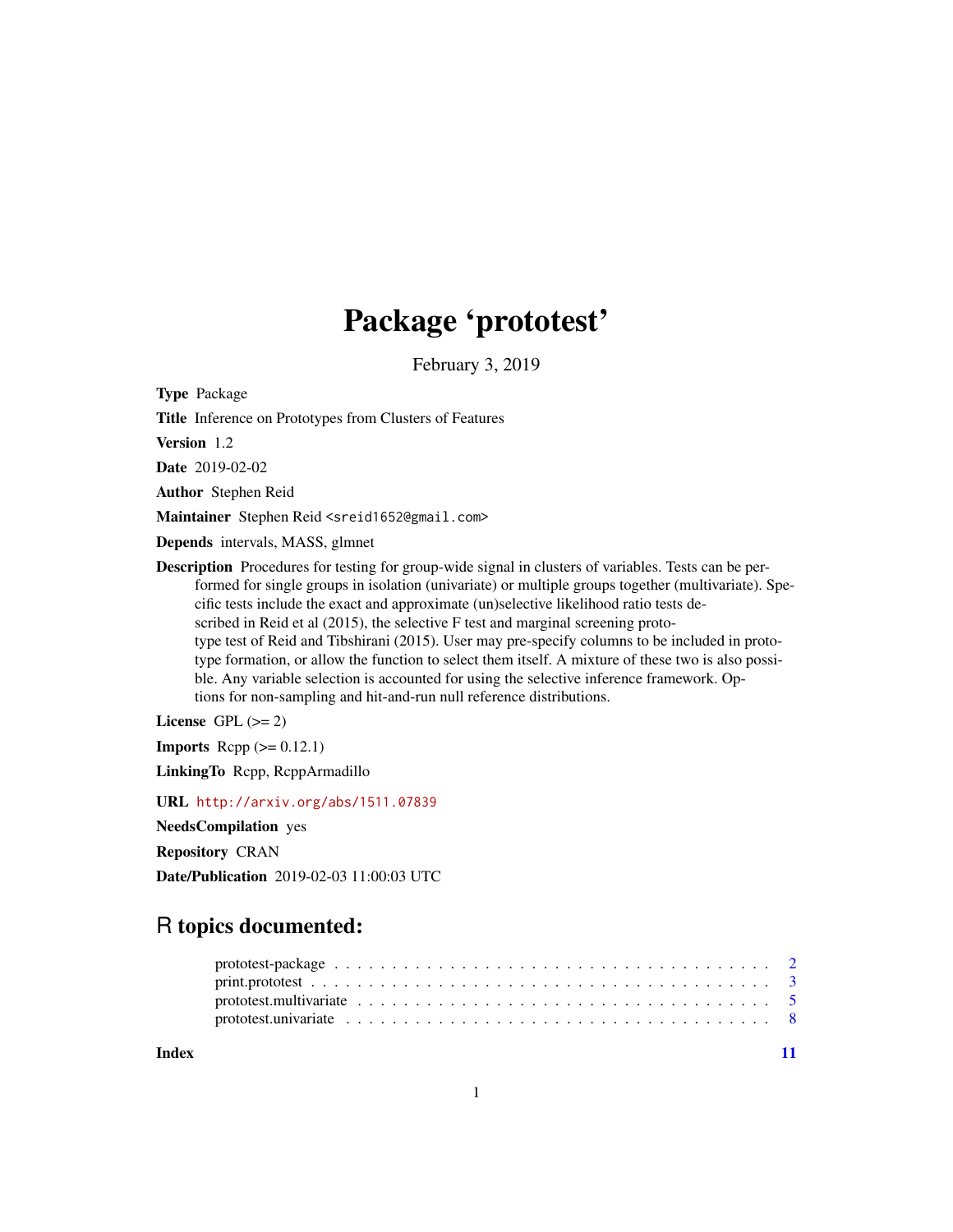# Package 'prototest'

February 3, 2019

**Type** Package

**Title** Inference on Prototypes from Clusters of Features

**Version** 1.2

**Date** 2019-02-02

**Author** Stephen Reid

**Maintainer** Stephen Reid <sreid1652@gmail.com>

**Depends** intervals, MASS, glmnet

**Description** Procedures for testing for group-wide signal in clusters of variables. Tests can be performed for single groups in isolation (univariate) or multiple groups together (multivariate). Specific tests include the exact and approximate (un)selective likelihood ratio tests described in Reid et al (2015), the selective F test and marginal screening prototype test of Reid and Tibshirani (2015). User may pre-specify columns to be included in prototype formation, or allow the function to select them itself. A mixture of these two is also possible. Any variable selection is accounted for using the selective inference framework. Options for non-sampling and hit-and-run null reference distributions.

**License** GPL (>= 2)

**Imports** Rcpp (>= 0.12.1)

**LinkingTo** Rcpp, RcppArmadillo

**URL** http://arxiv.org/abs/1511.07839

**NeedsCompilation** yes

**Repository** CRAN

**Date/Publication** 2019-02-03 11:00:03 UTC

## R topics documented:

| | |
|---|---|
| prototest-package | 2 |
| print.prototest | 3 |
| prototest.multivariate | 5 |
| prototest.univariate | 8 |
| **Index** | **11** |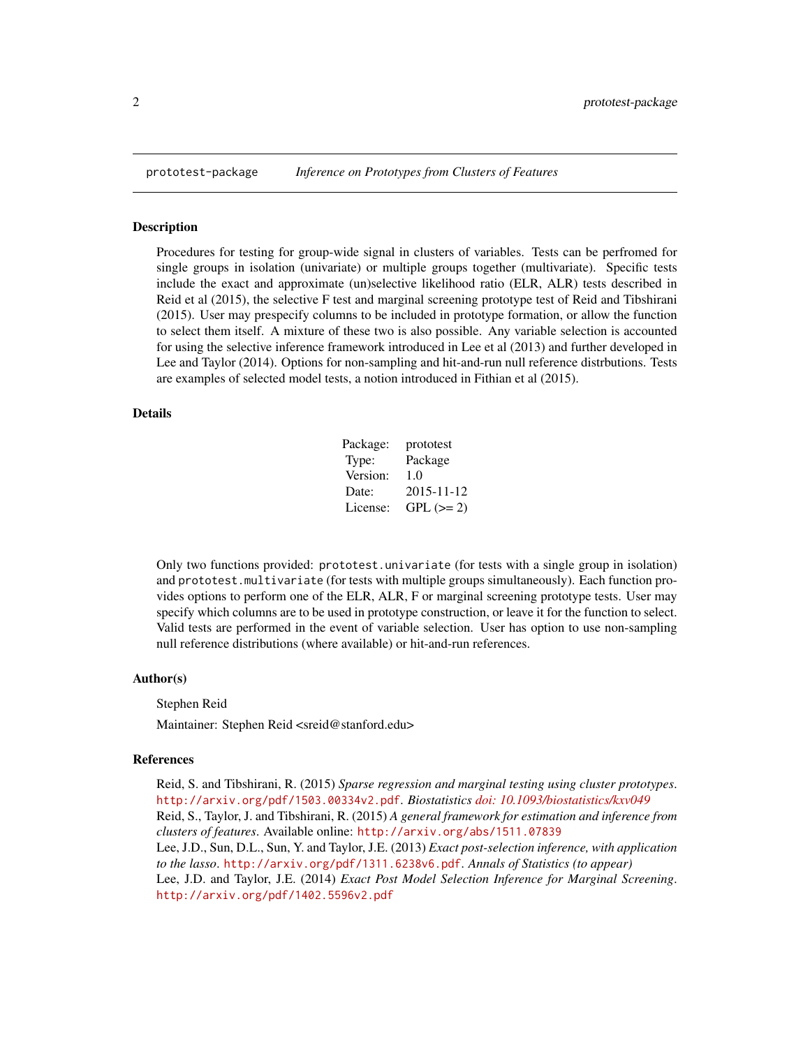prototest-package    *Inference on Prototypes from Clusters of Features*

## Description

Procedures for testing for group-wide signal in clusters of variables. Tests can be perfromed for single groups in isolation (univariate) or multiple groups together (multivariate). Specific tests include the exact and approximate (un)selective likelihood ratio (ELR, ALR) tests described in Reid et al (2015), the selective F test and marginal screening prototype test of Reid and Tibshirani (2015). User may prespecify columns to be included in prototype formation, or allow the function to select them itself. A mixture of these two is also possible. Any variable selection is accounted for using the selective inference framework introduced in Lee et al (2013) and further developed in Lee and Taylor (2014). Options for non-sampling and hit-and-run null reference distrbutions. Tests are examples of selected model tests, a notion introduced in Fithian et al (2015).

## Details

| | |
|---|---|
| Package: | prototest |
| Type: | Package |
| Version: | 1.0 |
| Date: | 2015-11-12 |
| License: | GPL (>= 2) |

Only two functions provided: `prototest.univariate` (for tests with a single group in isolation) and `prototest.multivariate` (for tests with multiple groups simultaneously). Each function provides options to perform one of the ELR, ALR, F or marginal screening prototype tests. User may specify which columns are to be used in prototype construction, or leave it for the function to select. Valid tests are performed in the event of variable selection. User has option to use non-sampling null reference distributions (where available) or hit-and-run references.

## Author(s)

Stephen Reid

Maintainer: Stephen Reid <sreid@stanford.edu>

## References

Reid, S. and Tibshirani, R. (2015) *Sparse regression and marginal testing using cluster prototypes*. `http://arxiv.org/pdf/1503.00334v2.pdf`. *Biostatistics doi: 10.1093/biostatistics/kxv049*
Reid, S., Taylor, J. and Tibshirani, R. (2015) *A general framework for estimation and inference from clusters of features*. Available online: `http://arxiv.org/abs/1511.07839`
Lee, J.D., Sun, D.L., Sun, Y. and Taylor, J.E. (2013) *Exact post-selection inference, with application to the lasso*. `http://arxiv.org/pdf/1311.6238v6.pdf`. *Annals of Statistics (to appear)*
Lee, J.D. and Taylor, J.E. (2014) *Exact Post Model Selection Inference for Marginal Screening*. `http://arxiv.org/pdf/1402.5596v2.pdf`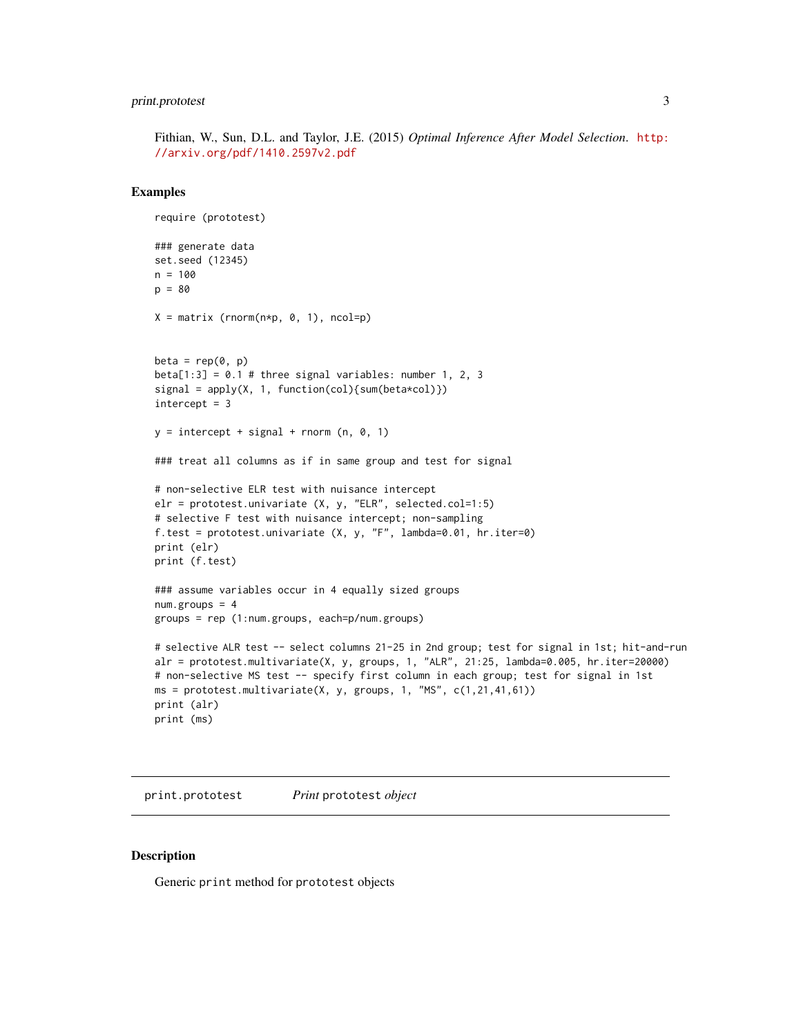Fithian, W., Sun, D.L. and Taylor, J.E. (2015) *Optimal Inference After Model Selection*. http://arxiv.org/pdf/1410.2597v2.pdf

## Examples

```
require (prototest)

### generate data
set.seed (12345)
n = 100
p = 80

X = matrix (rnorm(n*p, 0, 1), ncol=p)


beta = rep(0, p)
beta[1:3] = 0.1 # three signal variables: number 1, 2, 3
signal = apply(X, 1, function(col){sum(beta*col)})
intercept = 3

y = intercept + signal + rnorm (n, 0, 1)

### treat all columns as if in same group and test for signal

# non-selective ELR test with nuisance intercept
elr = prototest.univariate (X, y, "ELR", selected.col=1:5)
# selective F test with nuisance intercept; non-sampling
f.test = prototest.univariate (X, y, "F", lambda=0.01, hr.iter=0)
print (elr)
print (f.test)

### assume variables occur in 4 equally sized groups
num.groups = 4
groups = rep (1:num.groups, each=p/num.groups)

# selective ALR test -- select columns 21-25 in 2nd group; test for signal in 1st; hit-and-run
alr = prototest.multivariate(X, y, groups, 1, "ALR", 21:25, lambda=0.005, hr.iter=20000)
# non-selective MS test -- specify first column in each group; test for signal in 1st
ms = prototest.multivariate(X, y, groups, 1, "MS", c(1,21,41,61))
print (alr)
print (ms)
```

---

print.prototest &nbsp;&nbsp;&nbsp;&nbsp; *Print* `prototest` *object*

---

## Description

Generic `print` method for `prototest` objects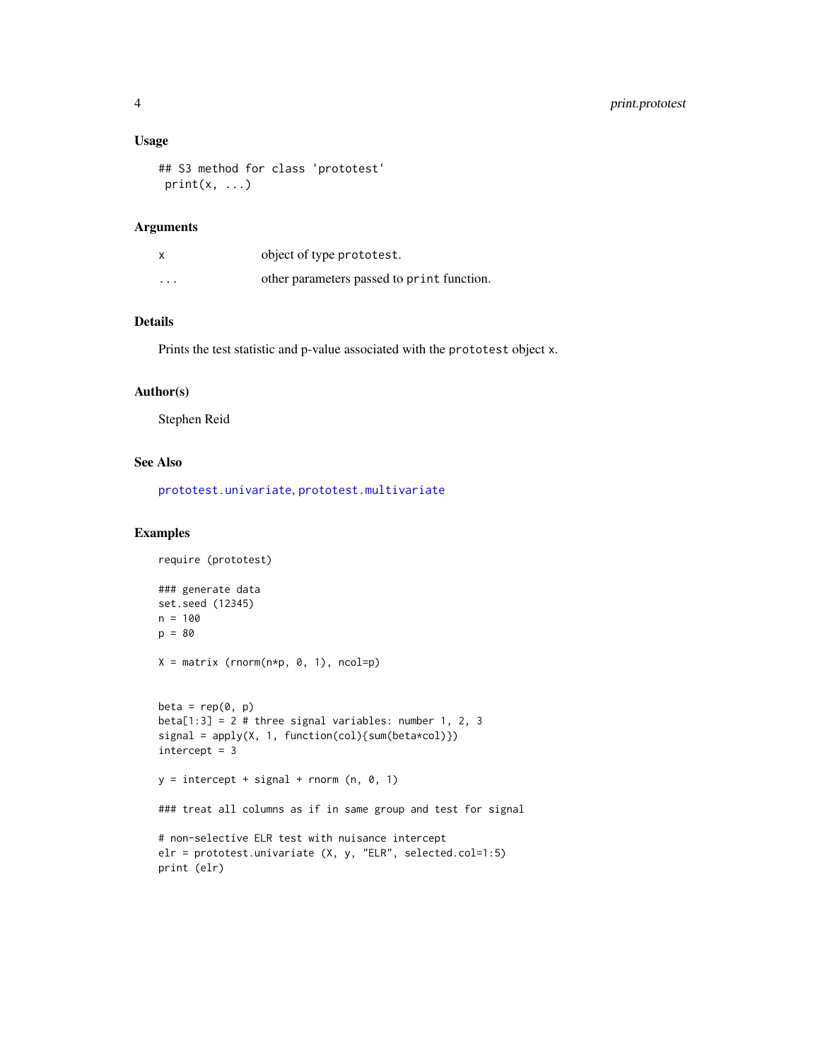### Usage

```
## S3 method for class 'prototest'
 print(x, ...)
```

### Arguments

| | |
|---|---|
| x | object of type prototest. |
| ... | other parameters passed to print function. |

### Details

Prints the test statistic and p-value associated with the prototest object x.

### Author(s)

Stephen Reid

### See Also

prototest.univariate, prototest.multivariate

### Examples

```
require (prototest)

### generate data
set.seed (12345)
n = 100
p = 80

X = matrix (rnorm(n*p, 0, 1), ncol=p)


beta = rep(0, p)
beta[1:3] = 2 # three signal variables: number 1, 2, 3
signal = apply(X, 1, function(col){sum(beta*col)})
intercept = 3

y = intercept + signal + rnorm (n, 0, 1)

### treat all columns as if in same group and test for signal

# non-selective ELR test with nuisance intercept
elr = prototest.univariate (X, y, "ELR", selected.col=1:5)
print (elr)
```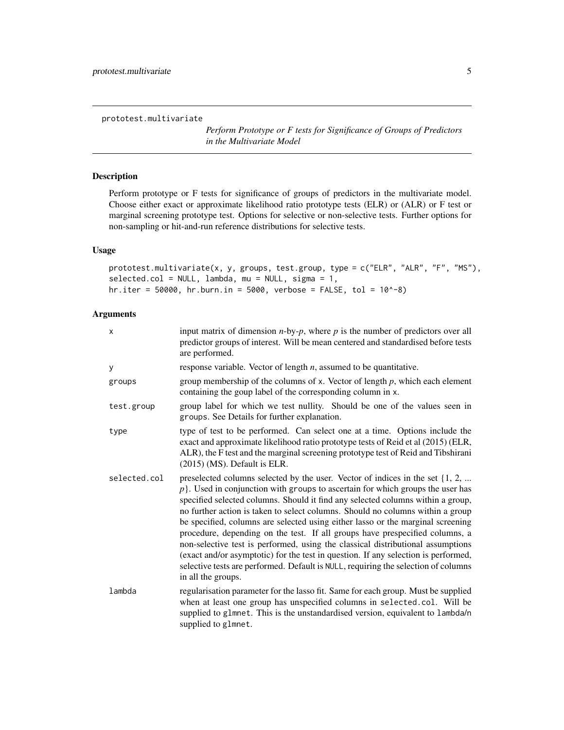prototest.multivariate

*Perform Prototype or F tests for Significance of Groups of Predictors in the Multivariate Model*

## Description

Perform prototype or F tests for significance of groups of predictors in the multivariate model. Choose either exact or approximate likelihood ratio prototype tests (ELR) or (ALR) or F test or marginal screening prototype test. Options for selective or non-selective tests. Further options for non-sampling or hit-and-run reference distributions for selective tests.

## Usage

```
prototest.multivariate(x, y, groups, test.group, type = c("ELR", "ALR", "F", "MS"),
selected.col = NULL, lambda, mu = NULL, sigma = 1,
hr.iter = 50000, hr.burn.in = 5000, verbose = FALSE, tol = 10^-8)
```

## Arguments

| | |
|---|---|
| `x` | input matrix of dimension $n$-by-$p$, where $p$ is the number of predictors over all predictor groups of interest. Will be mean centered and standardised before tests are performed. |
| `y` | response variable. Vector of length $n$, assumed to be quantitative. |
| `groups` | group membership of the columns of `x`. Vector of length $p$, which each element containing the goup label of the corresponding column in `x`. |
| `test.group` | group label for which we test nullity. Should be one of the values seen in `groups`. See Details for further explanation. |
| `type` | type of test to be performed. Can select one at a time. Options include the exact and approximate likelihood ratio prototype tests of Reid et al (2015) (ELR, ALR), the F test and the marginal screening prototype test of Reid and Tibshirani (2015) (MS). Default is ELR. |
| `selected.col` | preselected columns selected by the user. Vector of indices in the set $\{1, 2, \ldots p\}$. Used in conjunction with `groups` to ascertain for which groups the user has specified selected columns. Should it find any selected columns within a group, no further action is taken to select columns. Should no columns within a group be specified, columns are selected using either lasso or the marginal screening procedure, depending on the test. If all groups have prespecified columns, a non-selective test is performed, using the classical distributional assumptions (exact and/or asymptotic) for the test in question. If any selection is performed, selective tests are performed. Default is `NULL`, requiring the selection of columns in all the groups. |
| `lambda` | regularisation parameter for the lasso fit. Same for each group. Must be supplied when at least one group has unspecified columns in `selected.col`. Will be supplied to `glmnet`. This is the unstandardised version, equivalent to `lambda/n` supplied to `glmnet`. |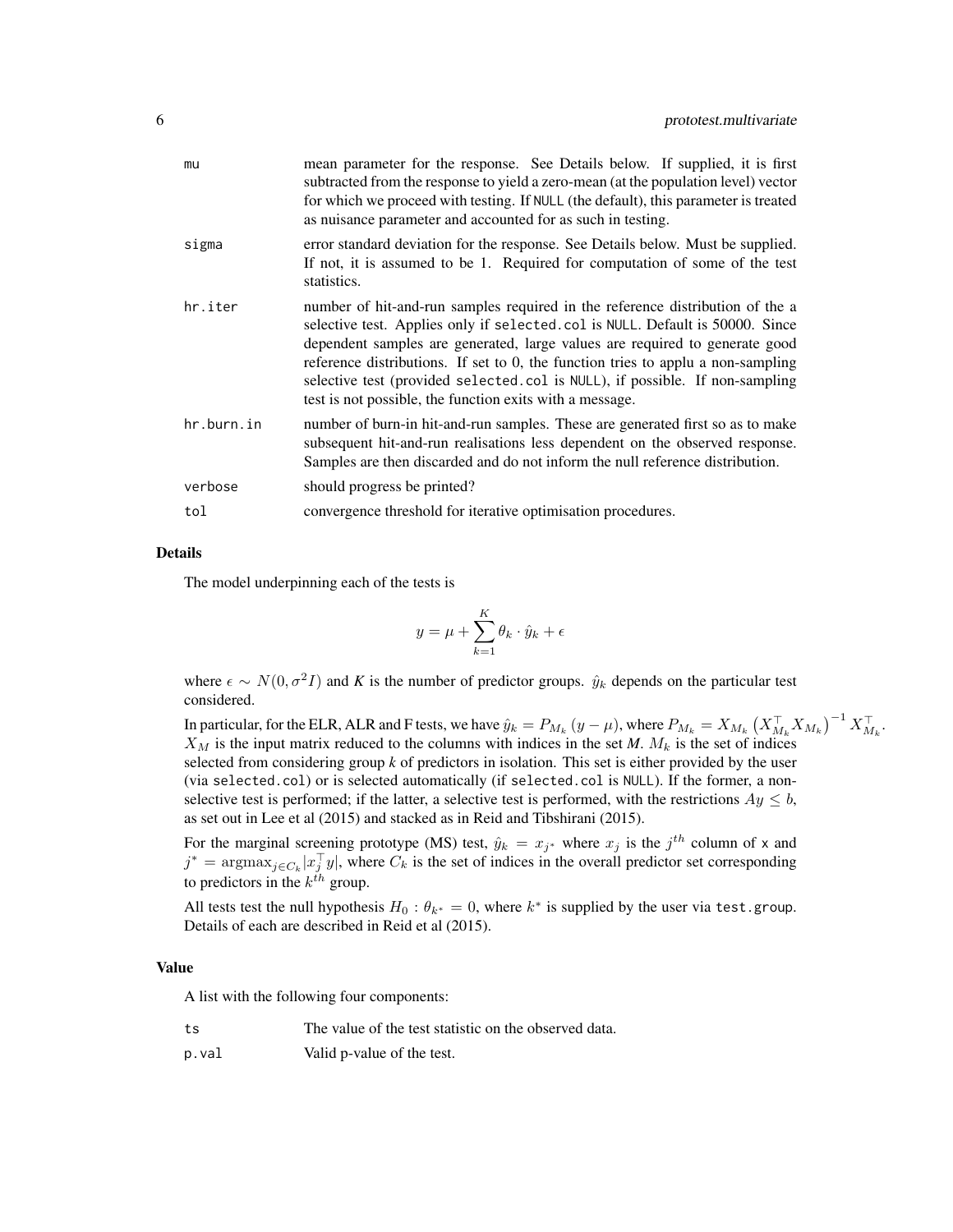| | |
|---|---|
| mu | mean parameter for the response. See Details below. If supplied, it is first subtracted from the response to yield a zero-mean (at the population level) vector for which we proceed with testing. If NULL (the default), this parameter is treated as nuisance parameter and accounted for as such in testing. |
| sigma | error standard deviation for the response. See Details below. Must be supplied. If not, it is assumed to be 1. Required for computation of some of the test statistics. |
| hr.iter | number of hit-and-run samples required in the reference distribution of the a selective test. Applies only if selected.col is NULL. Default is 50000. Since dependent samples are generated, large values are required to generate good reference distributions. If set to 0, the function tries to applu a non-sampling selective test (provided selected.col is NULL), if possible. If non-sampling test is not possible, the function exits with a message. |
| hr.burn.in | number of burn-in hit-and-run samples. These are generated first so as to make subsequent hit-and-run realisations less dependent on the observed response. Samples are then discarded and do not inform the null reference distribution. |
| verbose | should progress be printed? |
| tol | convergence threshold for iterative optimisation procedures. |

### Details

The model underpinning each of the tests is

$$y = \mu + \sum_{k=1}^{K} \theta_k \cdot \hat{y}_k + \epsilon$$

where $\epsilon \sim N(0, \sigma^2 I)$ and *K* is the number of predictor groups. $\hat{y}_k$ depends on the particular test considered.

In particular, for the ELR, ALR and F tests, we have $\hat{y}_k = P_{M_k}(y - \mu)$, where $P_{M_k} = X_{M_k}\left(X_{M_k}^\top X_{M_k}\right)^{-1} X_{M_k}^\top$. $X_M$ is the input matrix reduced to the columns with indices in the set *M*. $M_k$ is the set of indices selected from considering group *k* of predictors in isolation. This set is either provided by the user (via selected.col) or is selected automatically (if selected.col is NULL). If the former, a non-selective test is performed; if the latter, a selective test is performed, with the restrictions $Ay \leq b$, as set out in Lee et al (2015) and stacked as in Reid and Tibshirani (2015).

For the marginal screening prototype (MS) test, $\hat{y}_k = x_{j^*}$ where $x_j$ is the $j^{th}$ column of x and $j^* = \text{argmax}_{j \in C_k} |x_j^\top y|$, where $C_k$ is the set of indices in the overall predictor set corresponding to predictors in the $k^{th}$ group.

All tests test the null hypothesis $H_0 : \theta_{k^*} = 0$, where $k^*$ is supplied by the user via test.group. Details of each are described in Reid et al (2015).

### Value

A list with the following four components:

| | |
|---|---|
| ts | The value of the test statistic on the observed data. |
| p.val | Valid p-value of the test. |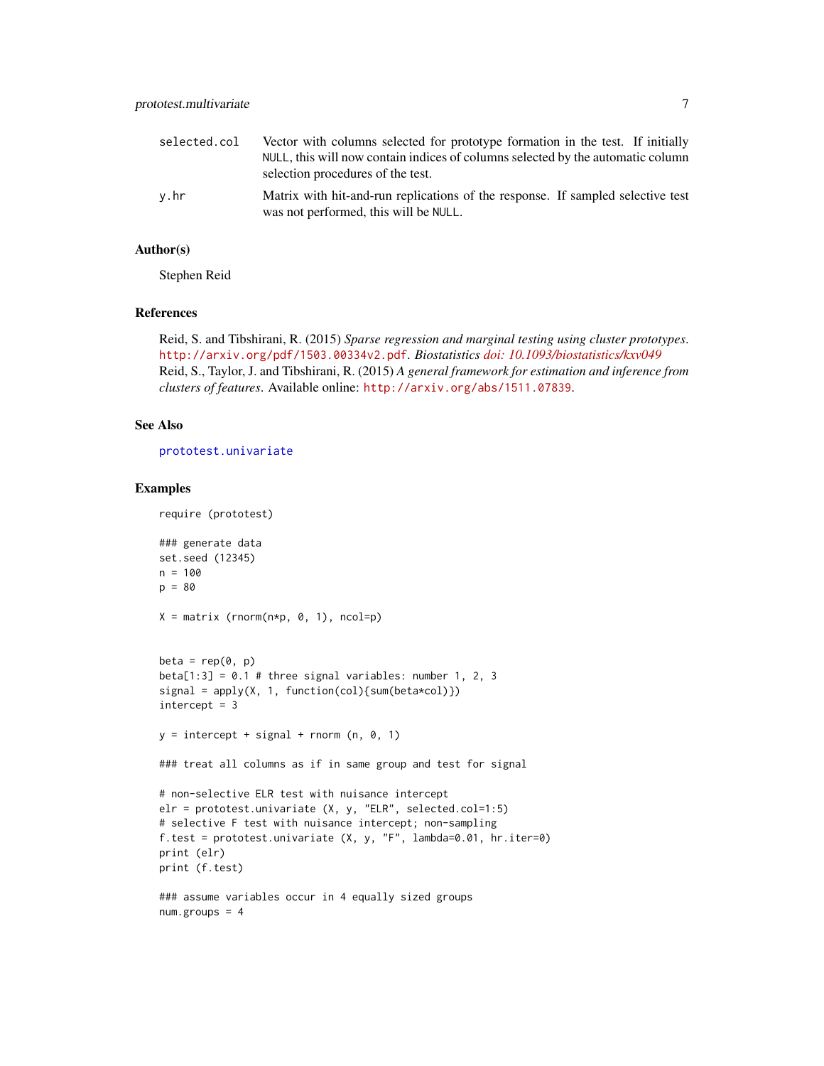| | |
|---|---|
| selected.col | Vector with columns selected for prototype formation in the test. If initially NULL, this will now contain indices of columns selected by the automatic column selection procedures of the test. |
| y.hr | Matrix with hit-and-run replications of the response. If sampled selective test was not performed, this will be NULL. |

## Author(s)

Stephen Reid

## References

Reid, S. and Tibshirani, R. (2015) *Sparse regression and marginal testing using cluster prototypes*. http://arxiv.org/pdf/1503.00334v2.pdf. *Biostatistics doi: 10.1093/biostatistics/kxv049*
Reid, S., Taylor, J. and Tibshirani, R. (2015) *A general framework for estimation and inference from clusters of features*. Available online: http://arxiv.org/abs/1511.07839.

## See Also

prototest.univariate

## Examples

```
require (prototest)

### generate data
set.seed (12345)
n = 100
p = 80

X = matrix (rnorm(n*p, 0, 1), ncol=p)


beta = rep(0, p)
beta[1:3] = 0.1 # three signal variables: number 1, 2, 3
signal = apply(X, 1, function(col){sum(beta*col)})
intercept = 3

y = intercept + signal + rnorm (n, 0, 1)

### treat all columns as if in same group and test for signal

# non-selective ELR test with nuisance intercept
elr = prototest.univariate (X, y, "ELR", selected.col=1:5)
# selective F test with nuisance intercept; non-sampling
f.test = prototest.univariate (X, y, "F", lambda=0.01, hr.iter=0)
print (elr)
print (f.test)

### assume variables occur in 4 equally sized groups
num.groups = 4
```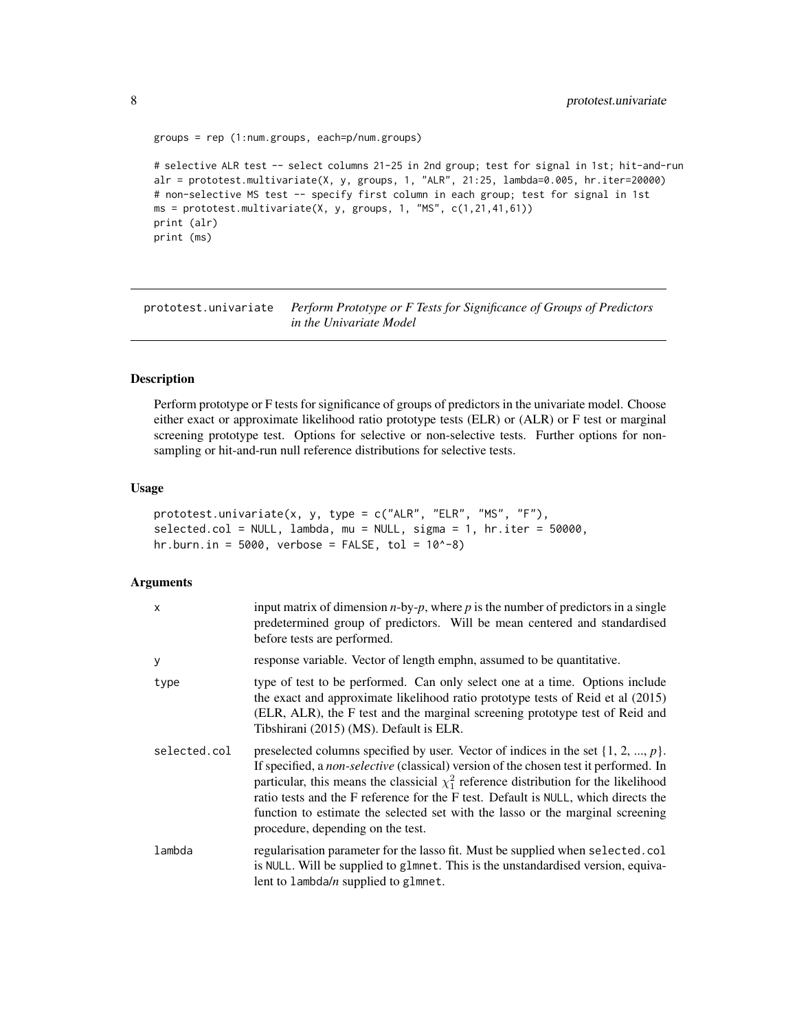```
groups = rep (1:num.groups, each=p/num.groups)

# selective ALR test -- select columns 21-25 in 2nd group; test for signal in 1st; hit-and-run
alr = prototest.multivariate(X, y, groups, 1, "ALR", 21:25, lambda=0.005, hr.iter=20000)
# non-selective MS test -- specify first column in each group; test for signal in 1st
ms = prototest.multivariate(X, y, groups, 1, "MS", c(1,21,41,61))
print (alr)
print (ms)
```

## prototest.univariate — *Perform Prototype or F Tests for Significance of Groups of Predictors in the Univariate Model*

### Description

Perform prototype or F tests for significance of groups of predictors in the univariate model. Choose either exact or approximate likelihood ratio prototype tests (ELR) or (ALR) or F test or marginal screening prototype test. Options for selective or non-selective tests. Further options for non-sampling or hit-and-run null reference distributions for selective tests.

### Usage

```
prototest.univariate(x, y, type = c("ALR", "ELR", "MS", "F"),
selected.col = NULL, lambda, mu = NULL, sigma = 1, hr.iter = 50000,
hr.burn.in = 5000, verbose = FALSE, tol = 10^-8)
```

### Arguments

| | |
|---|---|
| `x` | input matrix of dimension *n*-by-*p*, where *p* is the number of predictors in a single predetermined group of predictors. Will be mean centered and standardised before tests are performed. |
| `y` | response variable. Vector of length emphn, assumed to be quantitative. |
| `type` | type of test to be performed. Can only select one at a time. Options include the exact and approximate likelihood ratio prototype tests of Reid et al (2015) (ELR, ALR), the F test and the marginal screening prototype test of Reid and Tibshirani (2015) (MS). Default is ELR. |
| `selected.col` | preselected columns specified by user. Vector of indices in the set $\{1, 2, ..., p\}$. If specified, a *non-selective* (classical) version of the chosen test it performed. In particular, this means the classicial $\chi_1^2$ reference distribution for the likelihood ratio tests and the F reference for the F test. Default is `NULL`, which directs the function to estimate the selected set with the lasso or the marginal screening procedure, depending on the test. |
| `lambda` | regularisation parameter for the lasso fit. Must be supplied when `selected.col` is `NULL`. Will be supplied to `glmnet`. This is the unstandardised version, equivalent to `lambda`/*n* supplied to `glmnet`. |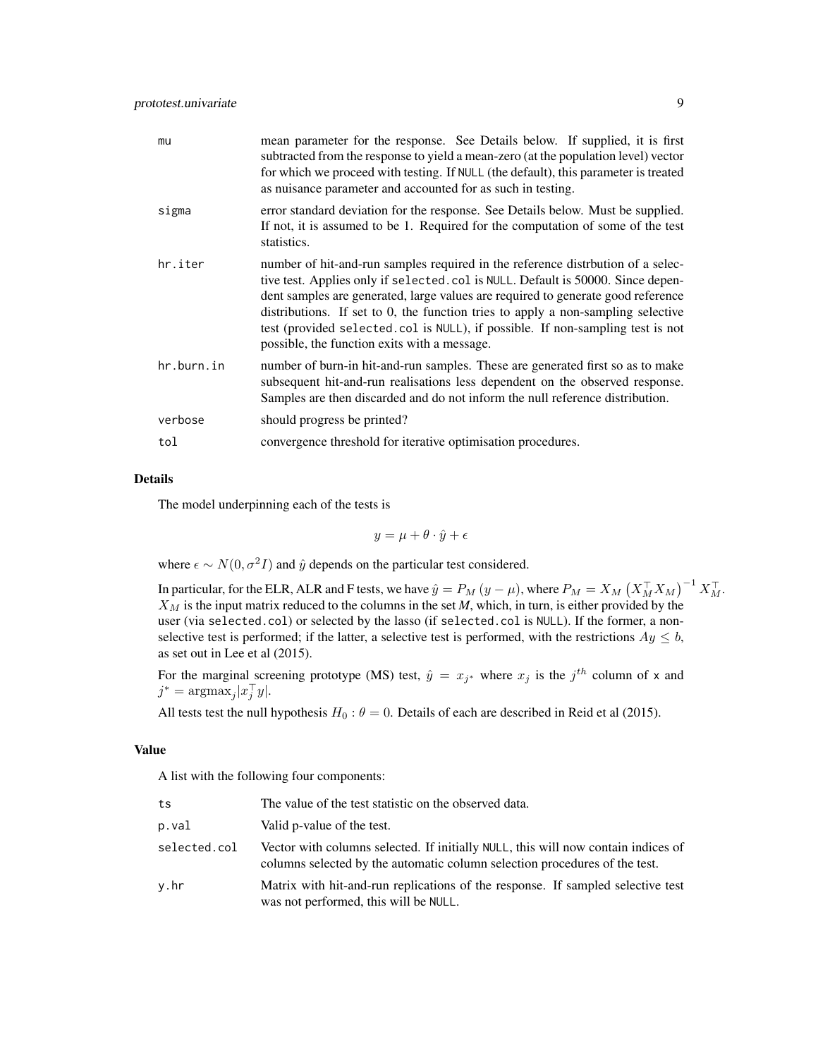| | |
|---|---|
| mu | mean parameter for the response. See Details below. If supplied, it is first subtracted from the response to yield a mean-zero (at the population level) vector for which we proceed with testing. If NULL (the default), this parameter is treated as nuisance parameter and accounted for as such in testing. |
| sigma | error standard deviation for the response. See Details below. Must be supplied. If not, it is assumed to be 1. Required for the computation of some of the test statistics. |
| hr.iter | number of hit-and-run samples required in the reference distrbution of a selective test. Applies only if `selected.col` is NULL. Default is 50000. Since dependent samples are generated, large values are required to generate good reference distributions. If set to 0, the function tries to apply a non-sampling selective test (provided `selected.col` is NULL), if possible. If non-sampling test is not possible, the function exits with a message. |
| hr.burn.in | number of burn-in hit-and-run samples. These are generated first so as to make subsequent hit-and-run realisations less dependent on the observed response. Samples are then discarded and do not inform the null reference distribution. |
| verbose | should progress be printed? |
| tol | convergence threshold for iterative optimisation procedures. |

## Details

The model underpinning each of the tests is

$$y = \mu + \theta \cdot \hat{y} + \epsilon$$

where $\epsilon \sim N(0, \sigma^2 I)$ and $\hat{y}$ depends on the particular test considered.

In particular, for the ELR, ALR and F tests, we have $\hat{y} = P_M(y - \mu)$, where $P_M = X_M \left(X_M^\top X_M\right)^{-1} X_M^\top$. $X_M$ is the input matrix reduced to the columns in the set *M*, which, in turn, is either provided by the user (via `selected.col`) or selected by the lasso (if `selected.col` is NULL). If the former, a non-selective test is performed; if the latter, a selective test is performed, with the restrictions $Ay \leq b$, as set out in Lee et al (2015).

For the marginal screening prototype (MS) test, $\hat{y} = x_{j^*}$ where $x_j$ is the $j^{th}$ column of `x` and $j^* = \text{argmax}_j |x_j^\top y|$.

All tests test the null hypothesis $H_0 : \theta = 0$. Details of each are described in Reid et al (2015).

## Value

A list with the following four components:

| | |
|---|---|
| ts | The value of the test statistic on the observed data. |
| p.val | Valid p-value of the test. |
| selected.col | Vector with columns selected. If initially NULL, this will now contain indices of columns selected by the automatic column selection procedures of the test. |
| y.hr | Matrix with hit-and-run replications of the response. If sampled selective test was not performed, this will be NULL. |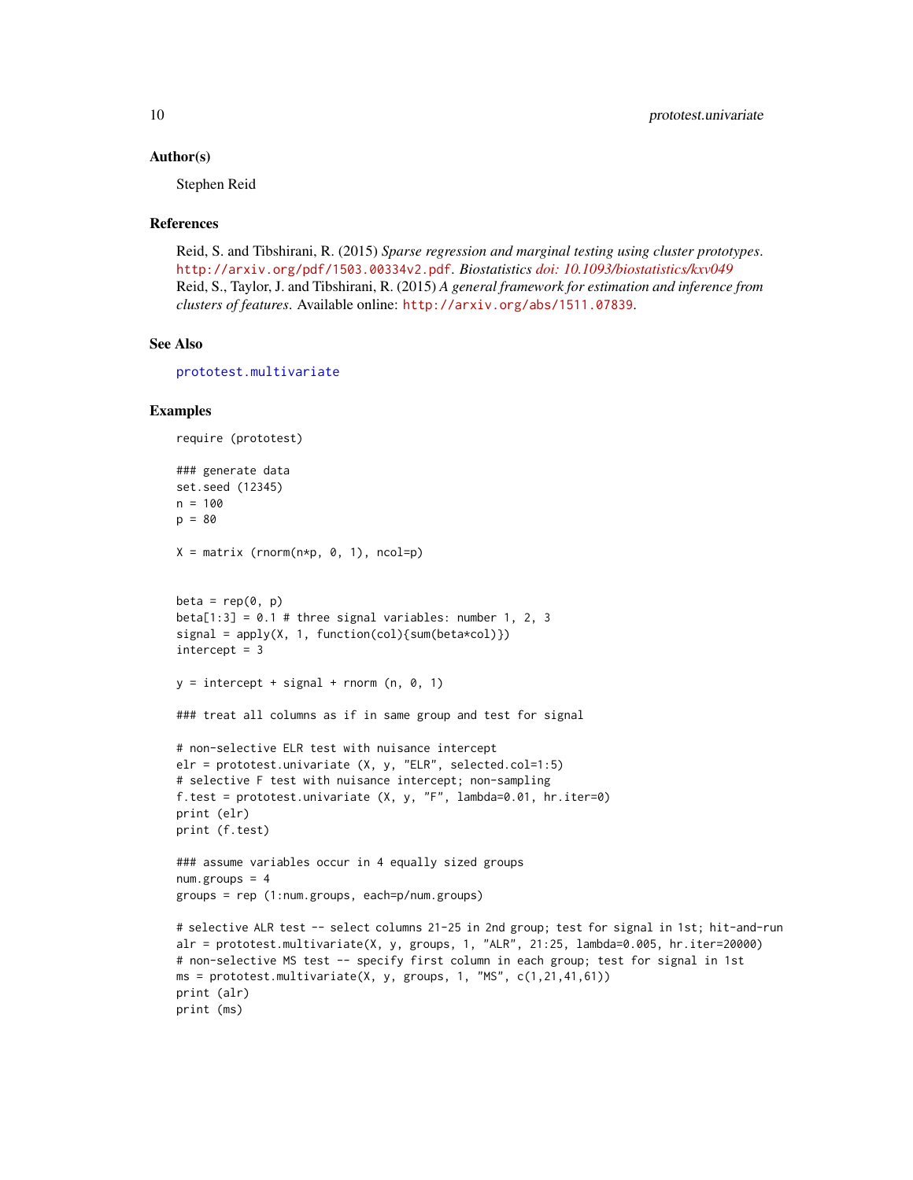### Author(s)

Stephen Reid

### References

Reid, S. and Tibshirani, R. (2015) *Sparse regression and marginal testing using cluster prototypes*. http://arxiv.org/pdf/1503.00334v2.pdf. *Biostatistics doi: 10.1093/biostatistics/kxv049*
Reid, S., Taylor, J. and Tibshirani, R. (2015) *A general framework for estimation and inference from clusters of features*. Available online: http://arxiv.org/abs/1511.07839.

### See Also

prototest.multivariate

### Examples

```
require (prototest)

### generate data
set.seed (12345)
n = 100
p = 80

X = matrix (rnorm(n*p, 0, 1), ncol=p)


beta = rep(0, p)
beta[1:3] = 0.1 # three signal variables: number 1, 2, 3
signal = apply(X, 1, function(col){sum(beta*col)})
intercept = 3

y = intercept + signal + rnorm (n, 0, 1)

### treat all columns as if in same group and test for signal

# non-selective ELR test with nuisance intercept
elr = prototest.univariate (X, y, "ELR", selected.col=1:5)
# selective F test with nuisance intercept; non-sampling
f.test = prototest.univariate (X, y, "F", lambda=0.01, hr.iter=0)
print (elr)
print (f.test)

### assume variables occur in 4 equally sized groups
num.groups = 4
groups = rep (1:num.groups, each=p/num.groups)

# selective ALR test -- select columns 21-25 in 2nd group; test for signal in 1st; hit-and-run
alr = prototest.multivariate(X, y, groups, 1, "ALR", 21:25, lambda=0.005, hr.iter=20000)
# non-selective MS test -- specify first column in each group; test for signal in 1st
ms = prototest.multivariate(X, y, groups, 1, "MS", c(1,21,41,61))
print (alr)
print (ms)
```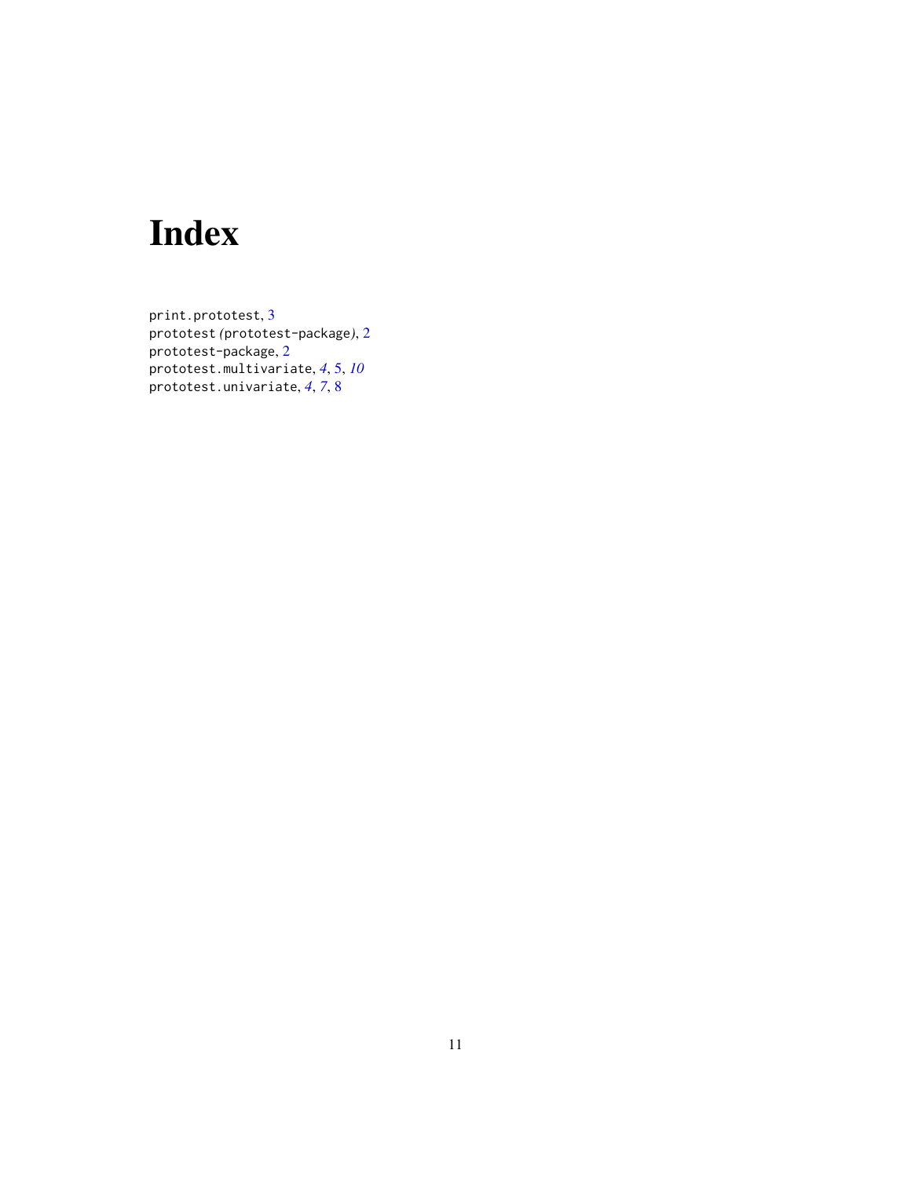# Index

print.prototest, 3
prototest (prototest-package), 2
prototest-package, 2
prototest.multivariate, *4*, 5, *10*
prototest.univariate, *4*, *7*, 8